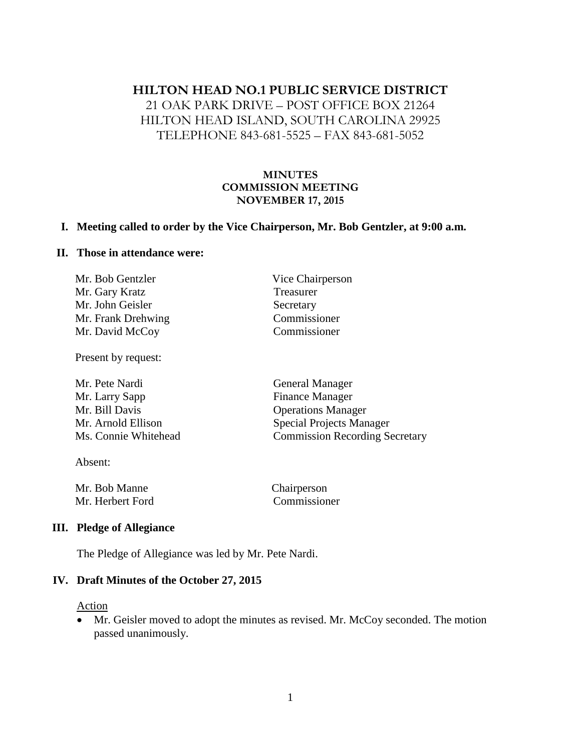# HILTON HEAD NO.1 PUBLIC SERVICE DISTRICT

21 OAK PARK DRIVE – POST OFFICE BOX 21264
HILTON HEAD ISLAND, SOUTH CAROLINA 29925
TELEPHONE 843-681-5525 – FAX 843-681-5052

## MINUTES
## COMMISSION MEETING
## NOVEMBER 17, 2015

### I. Meeting called to order by the Vice Chairperson, Mr. Bob Gentzler, at 9:00 a.m.

### II. Those in attendance were:

| | |
|---|---|
| Mr. Bob Gentzler | Vice Chairperson |
| Mr. Gary Kratz | Treasurer |
| Mr. John Geisler | Secretary |
| Mr. Frank Drehwing | Commissioner |
| Mr. David McCoy | Commissioner |

Present by request:

| | |
|---|---|
| Mr. Pete Nardi | General Manager |
| Mr. Larry Sapp | Finance Manager |
| Mr. Bill Davis | Operations Manager |
| Mr. Arnold Ellison | Special Projects Manager |
| Ms. Connie Whitehead | Commission Recording Secretary |

Absent:

| | |
|---|---|
| Mr. Bob Manne | Chairperson |
| Mr. Herbert Ford | Commissioner |

### III. Pledge of Allegiance

The Pledge of Allegiance was led by Mr. Pete Nardi.

### IV. Draft Minutes of the October 27, 2015

Action

- Mr. Geisler moved to adopt the minutes as revised. Mr. McCoy seconded. The motion passed unanimously.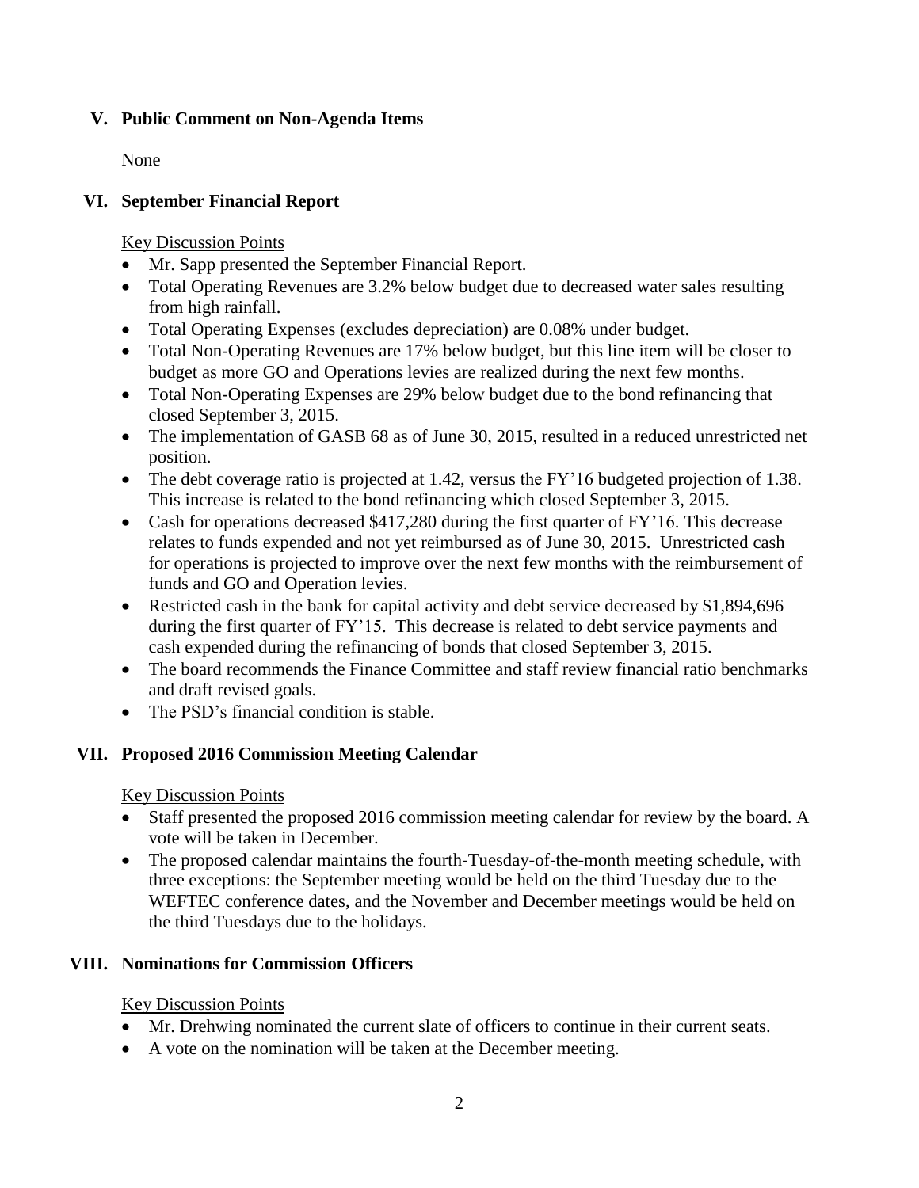## V. Public Comment on Non-Agenda Items

None

## VI. September Financial Report

Key Discussion Points

- Mr. Sapp presented the September Financial Report.
- Total Operating Revenues are 3.2% below budget due to decreased water sales resulting from high rainfall.
- Total Operating Expenses (excludes depreciation) are 0.08% under budget.
- Total Non-Operating Revenues are 17% below budget, but this line item will be closer to budget as more GO and Operations levies are realized during the next few months.
- Total Non-Operating Expenses are 29% below budget due to the bond refinancing that closed September 3, 2015.
- The implementation of GASB 68 as of June 30, 2015, resulted in a reduced unrestricted net position.
- The debt coverage ratio is projected at 1.42, versus the FY'16 budgeted projection of 1.38. This increase is related to the bond refinancing which closed September 3, 2015.
- Cash for operations decreased $417,280 during the first quarter of FY'16. This decrease relates to funds expended and not yet reimbursed as of June 30, 2015. Unrestricted cash for operations is projected to improve over the next few months with the reimbursement of funds and GO and Operation levies.
- Restricted cash in the bank for capital activity and debt service decreased by $1,894,696 during the first quarter of FY'15. This decrease is related to debt service payments and cash expended during the refinancing of bonds that closed September 3, 2015.
- The board recommends the Finance Committee and staff review financial ratio benchmarks and draft revised goals.
- The PSD's financial condition is stable.

## VII. Proposed 2016 Commission Meeting Calendar

Key Discussion Points

- Staff presented the proposed 2016 commission meeting calendar for review by the board. A vote will be taken in December.
- The proposed calendar maintains the fourth-Tuesday-of-the-month meeting schedule, with three exceptions: the September meeting would be held on the third Tuesday due to the WEFTEC conference dates, and the November and December meetings would be held on the third Tuesdays due to the holidays.

## VIII. Nominations for Commission Officers

Key Discussion Points

- Mr. Drehwing nominated the current slate of officers to continue in their current seats.
- A vote on the nomination will be taken at the December meeting.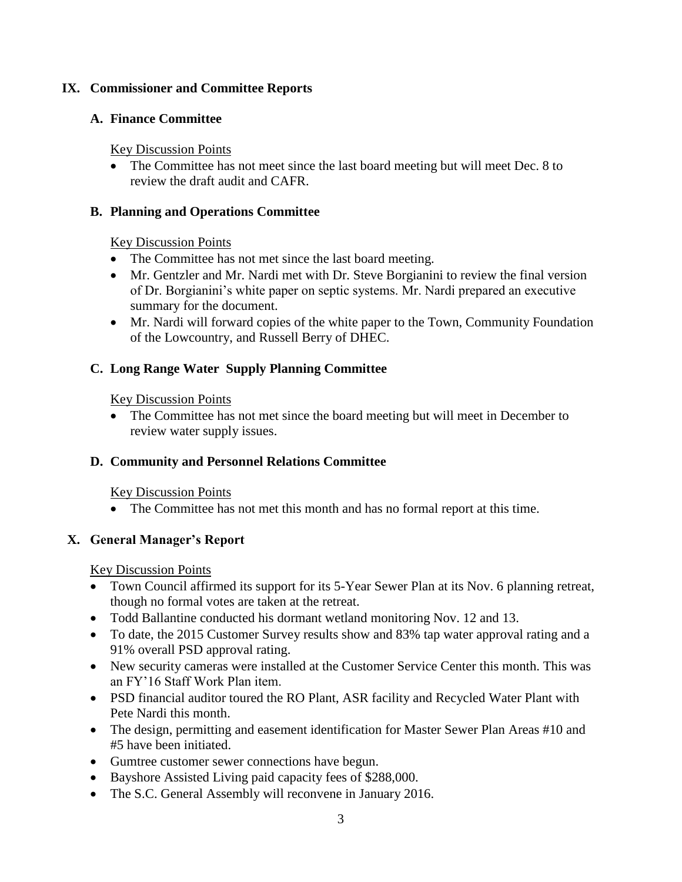## IX. Commissioner and Committee Reports

### A. Finance Committee

Key Discussion Points

- The Committee has not meet since the last board meeting but will meet Dec. 8 to review the draft audit and CAFR.

### B. Planning and Operations Committee

Key Discussion Points

- The Committee has not met since the last board meeting.
- Mr. Gentzler and Mr. Nardi met with Dr. Steve Borgianini to review the final version of Dr. Borgianini's white paper on septic systems. Mr. Nardi prepared an executive summary for the document.
- Mr. Nardi will forward copies of the white paper to the Town, Community Foundation of the Lowcountry, and Russell Berry of DHEC.

### C. Long Range Water Supply Planning Committee

Key Discussion Points

- The Committee has not met since the board meeting but will meet in December to review water supply issues.

### D. Community and Personnel Relations Committee

Key Discussion Points

- The Committee has not met this month and has no formal report at this time.

## X. General Manager's Report

Key Discussion Points

- Town Council affirmed its support for its 5-Year Sewer Plan at its Nov. 6 planning retreat, though no formal votes are taken at the retreat.
- Todd Ballantine conducted his dormant wetland monitoring Nov. 12 and 13.
- To date, the 2015 Customer Survey results show and 83% tap water approval rating and a 91% overall PSD approval rating.
- New security cameras were installed at the Customer Service Center this month. This was an FY'16 Staff Work Plan item.
- PSD financial auditor toured the RO Plant, ASR facility and Recycled Water Plant with Pete Nardi this month.
- The design, permitting and easement identification for Master Sewer Plan Areas #10 and #5 have been initiated.
- Gumtree customer sewer connections have begun.
- Bayshore Assisted Living paid capacity fees of $288,000.
- The S.C. General Assembly will reconvene in January 2016.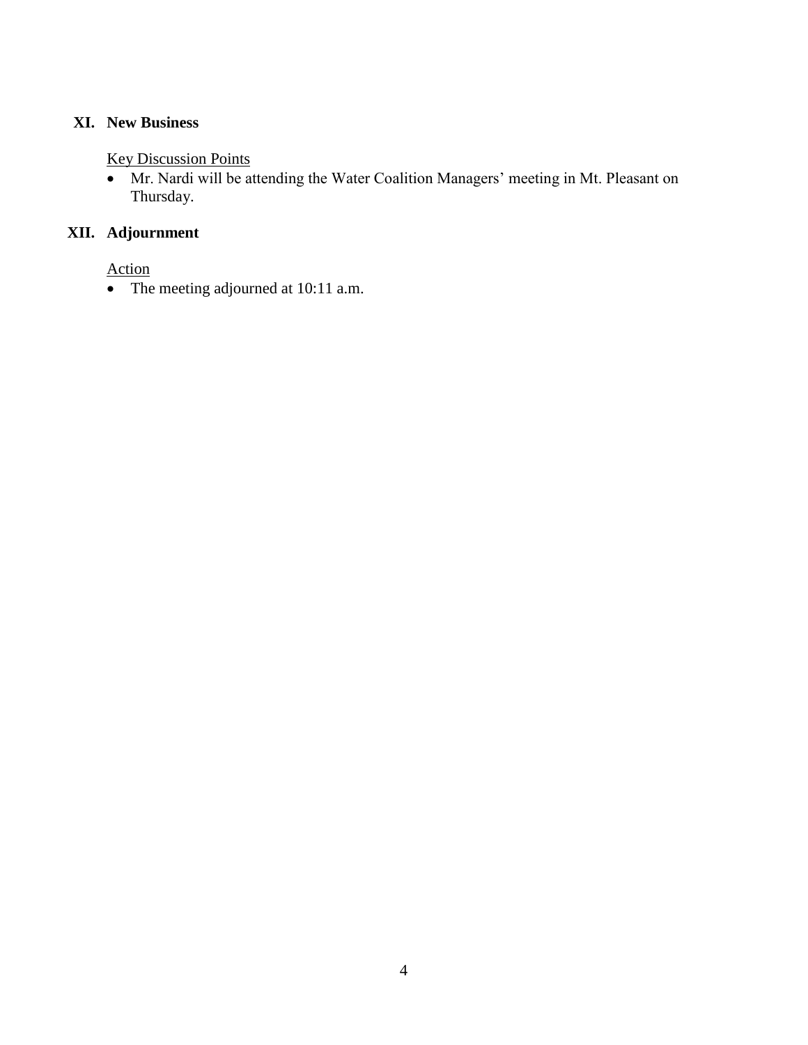## XI. New Business

Key Discussion Points

- Mr. Nardi will be attending the Water Coalition Managers' meeting in Mt. Pleasant on Thursday.

## XII. Adjournment

Action

- The meeting adjourned at 10:11 a.m.